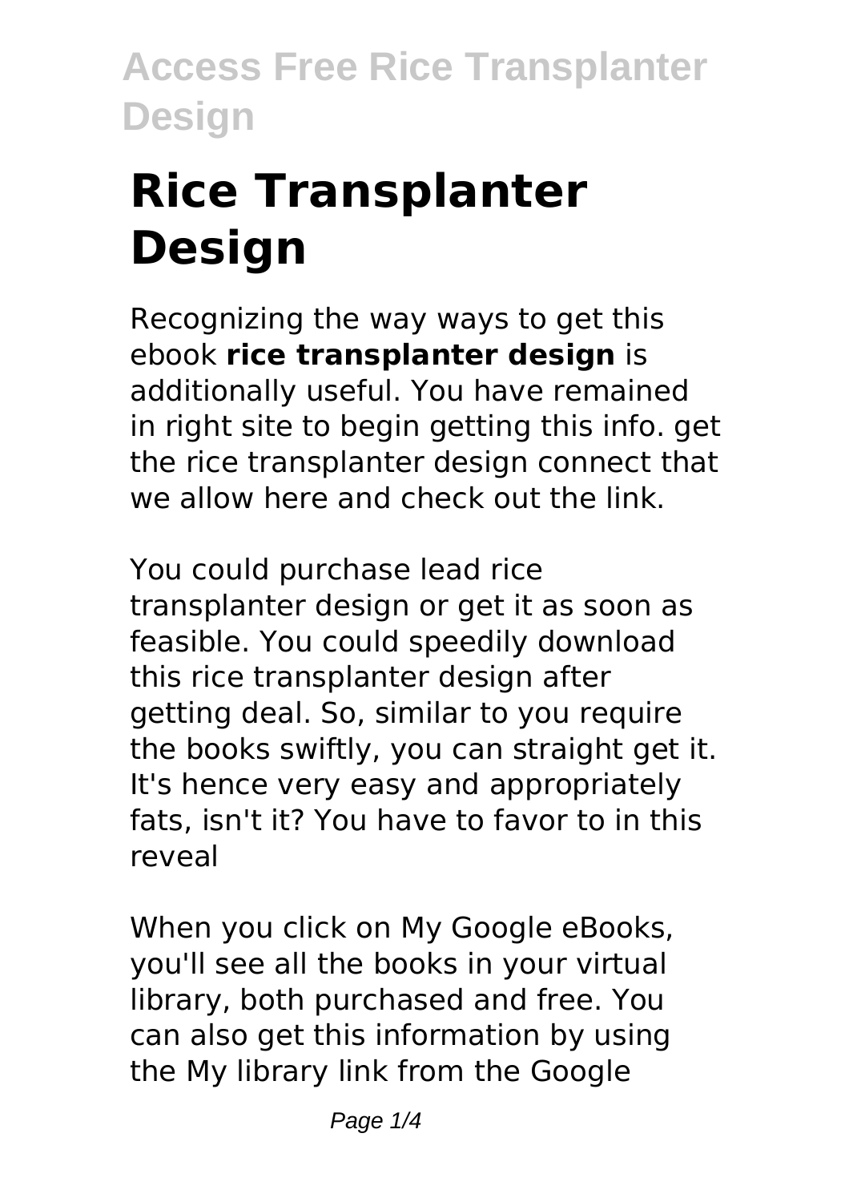# Rice Transplanter Design

Recognizing the way ways to get this ebook **rice transplanter design** is additionally useful. You have remained in right site to begin getting this info. get the rice transplanter design connect that we allow here and check out the link.

You could purchase lead rice transplanter design or get it as soon as feasible. You could speedily download this rice transplanter design after getting deal. So, similar to you require the books swiftly, you can straight get it. It's hence very easy and appropriately fats, isn't it? You have to favor to in this reveal

When you click on My Google eBooks, you'll see all the books in your virtual library, both purchased and free. You can also get this information by using the My library link from the Google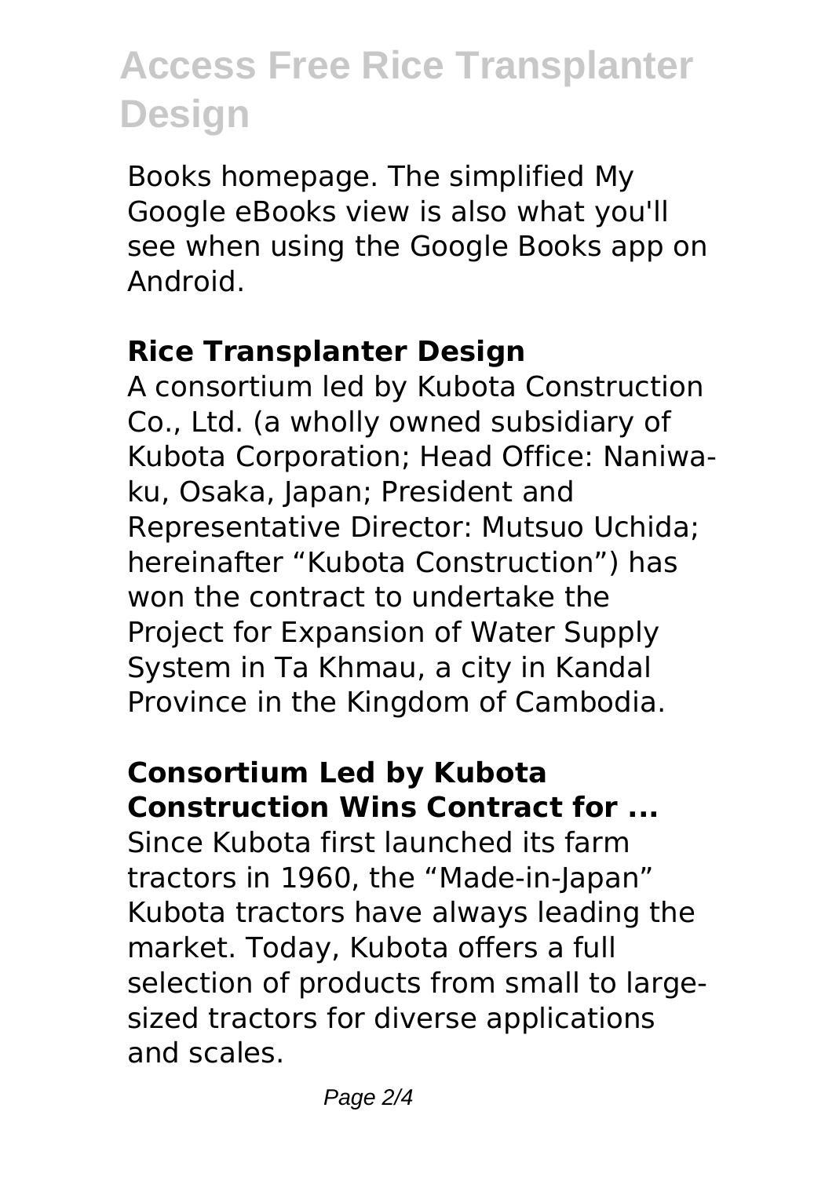Books homepage. The simplified My Google eBooks view is also what you'll see when using the Google Books app on Android.

## Rice Transplanter Design

A consortium led by Kubota Construction Co., Ltd. (a wholly owned subsidiary of Kubota Corporation; Head Office: Naniwa-ku, Osaka, Japan; President and Representative Director: Mutsuo Uchida; hereinafter "Kubota Construction") has won the contract to undertake the Project for Expansion of Water Supply System in Ta Khmau, a city in Kandal Province in the Kingdom of Cambodia.

## Consortium Led by Kubota Construction Wins Contract for ...

Since Kubota first launched its farm tractors in 1960, the "Made-in-Japan" Kubota tractors have always leading the market. Today, Kubota offers a full selection of products from small to large-sized tractors for diverse applications and scales.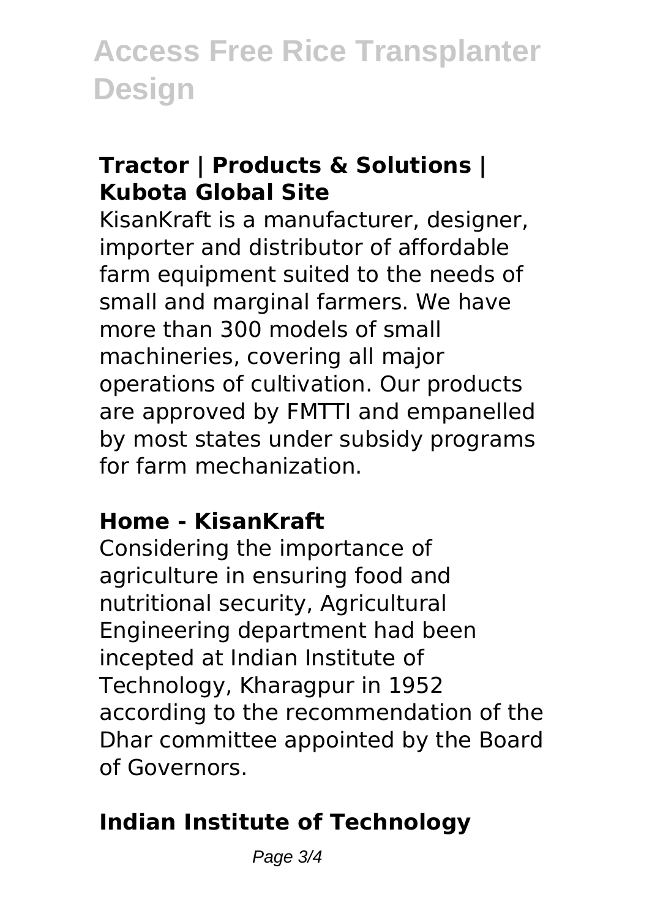## Tractor | Products & Solutions | Kubota Global Site

KisanKraft is a manufacturer, designer, importer and distributor of affordable farm equipment suited to the needs of small and marginal farmers. We have more than 300 models of small machineries, covering all major operations of cultivation. Our products are approved by FMTTI and empanelled by most states under subsidy programs for farm mechanization.

## Home - KisanKraft

Considering the importance of agriculture in ensuring food and nutritional security, Agricultural Engineering department had been incepted at Indian Institute of Technology, Kharagpur in 1952 according to the recommendation of the Dhar committee appointed by the Board of Governors.

## Indian Institute of Technology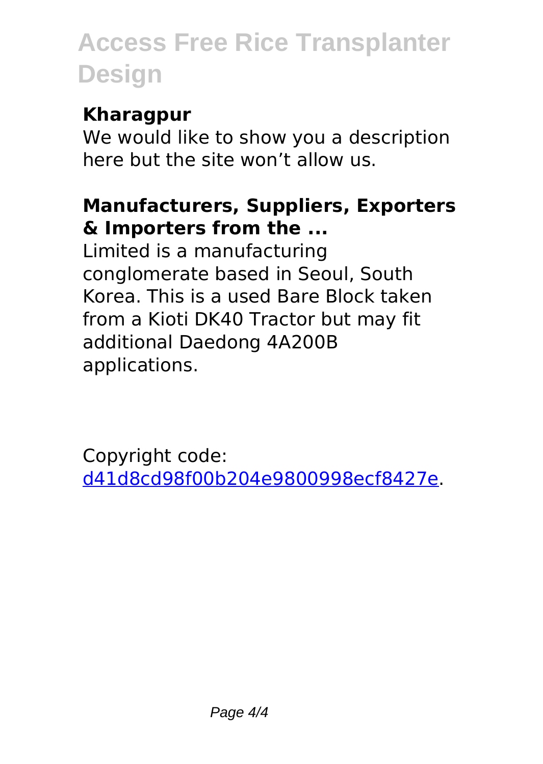**Kharagpur**

We would like to show you a description here but the site won't allow us.

**Manufacturers, Suppliers, Exporters & Importers from the ...**

Limited is a manufacturing conglomerate based in Seoul, South Korea. This is a used Bare Block taken from a Kioti DK40 Tractor but may fit additional Daedong 4A200B applications.

Copyright code: d41d8cd98f00b204e9800998ecf8427e.